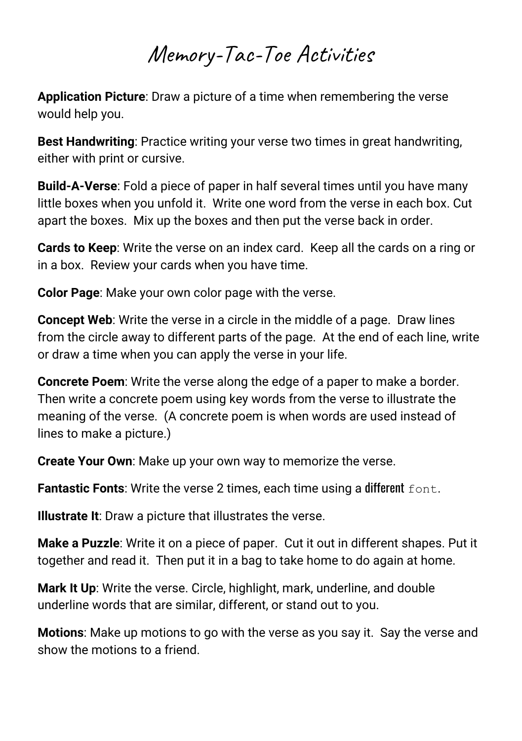# Memory-Tac-Toe Activities

**Application Picture**: Draw a picture of a time when remembering the verse would help you.

**Best Handwriting**: Practice writing your verse two times in great handwriting, either with print or cursive.

**Build-A-Verse**: Fold a piece of paper in half several times until you have many little boxes when you unfold it. Write one word from the verse in each box. Cut apart the boxes. Mix up the boxes and then put the verse back in order.

**Cards to Keep**: Write the verse on an index card. Keep all the cards on a ring or in a box. Review your cards when you have time.

**Color Page**: Make your own color page with the verse.

**Concept Web**: Write the verse in a circle in the middle of a page. Draw lines from the circle away to different parts of the page. At the end of each line, write or draw a time when you can apply the verse in your life.

**Concrete Poem**: Write the verse along the edge of a paper to make a border. Then write a concrete poem using key words from the verse to illustrate the meaning of the verse. (A concrete poem is when words are used instead of lines to make a picture.)

**Create Your Own**: Make up your own way to memorize the verse.

**Fantastic Fonts**: Write the verse 2 times, each time using a different font.

**Illustrate It**: Draw a picture that illustrates the verse.

**Make a Puzzle**: Write it on a piece of paper. Cut it out in different shapes. Put it together and read it. Then put it in a bag to take home to do again at home.

**Mark It Up**: Write the verse. Circle, highlight, mark, underline, and double underline words that are similar, different, or stand out to you.

**Motions**: Make up motions to go with the verse as you say it. Say the verse and show the motions to a friend.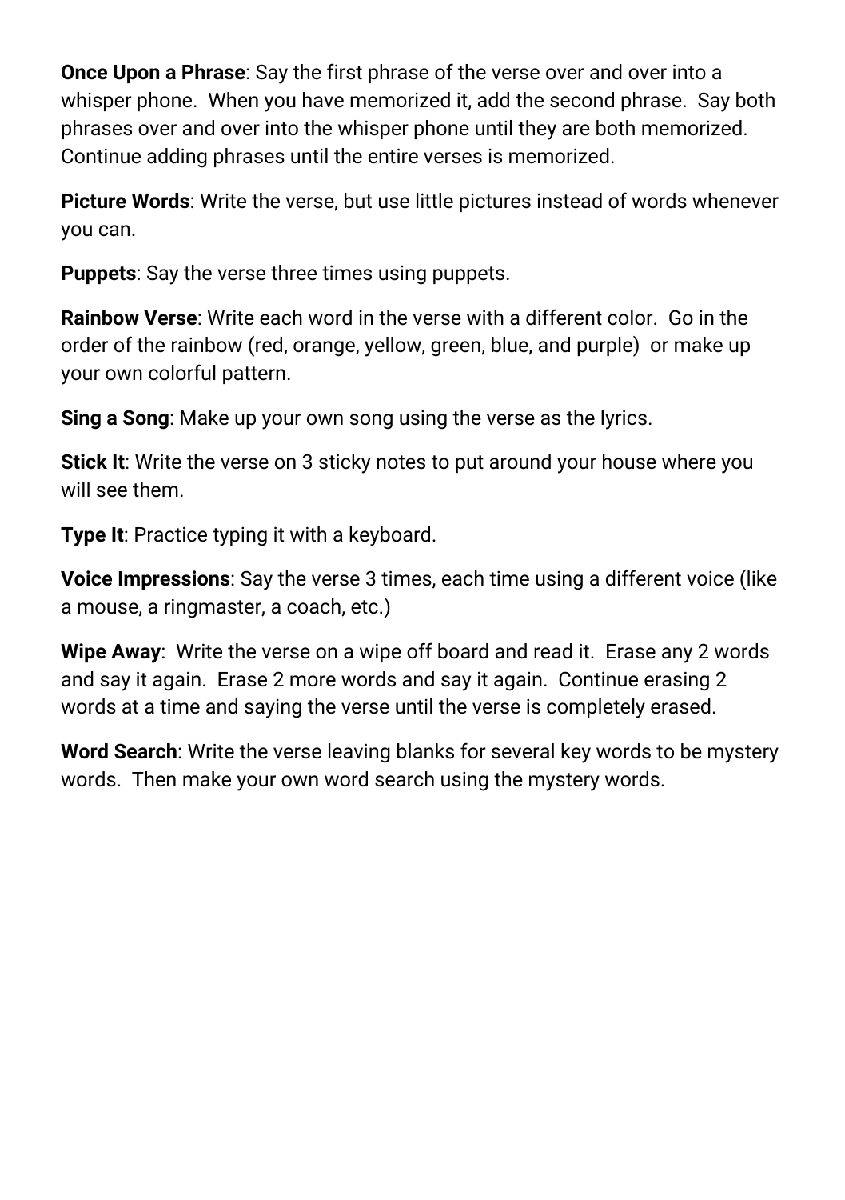**Once Upon a Phrase**: Say the first phrase of the verse over and over into a whisper phone. When you have memorized it, add the second phrase. Say both phrases over and over into the whisper phone until they are both memorized. Continue adding phrases until the entire verses is memorized.

**Picture Words**: Write the verse, but use little pictures instead of words whenever you can.

**Puppets**: Say the verse three times using puppets.

**Rainbow Verse**: Write each word in the verse with a different color. Go in the order of the rainbow (red, orange, yellow, green, blue, and purple) or make up your own colorful pattern.

**Sing a Song**: Make up your own song using the verse as the lyrics.

**Stick It**: Write the verse on 3 sticky notes to put around your house where you will see them.

**Type It**: Practice typing it with a keyboard.

**Voice Impressions**: Say the verse 3 times, each time using a different voice (like a mouse, a ringmaster, a coach, etc.)

**Wipe Away**: Write the verse on a wipe off board and read it. Erase any 2 words and say it again. Erase 2 more words and say it again. Continue erasing 2 words at a time and saying the verse until the verse is completely erased.

**Word Search**: Write the verse leaving blanks for several key words to be mystery words. Then make your own word search using the mystery words.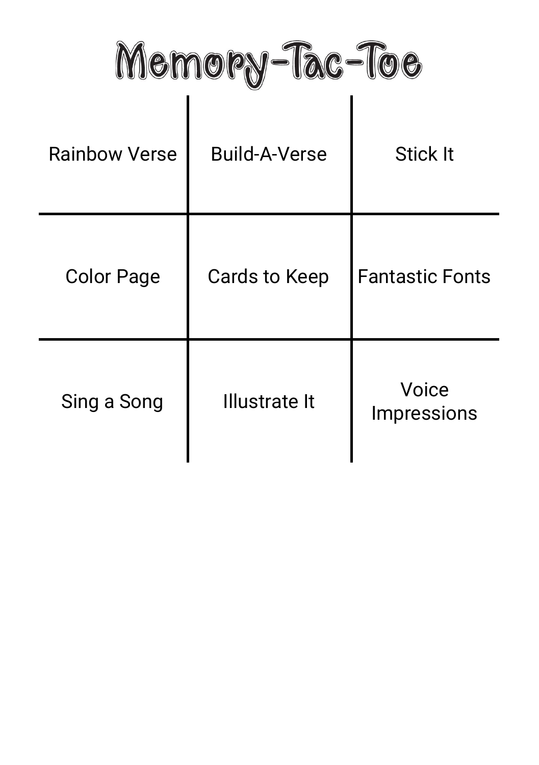# Memory-Tac-Toe

| | | |
|---|---|---|
| Rainbow Verse | Build-A-Verse | Stick It |
| Color Page | Cards to Keep | Fantastic Fonts |
| Sing a Song | Illustrate It | Voice Impressions |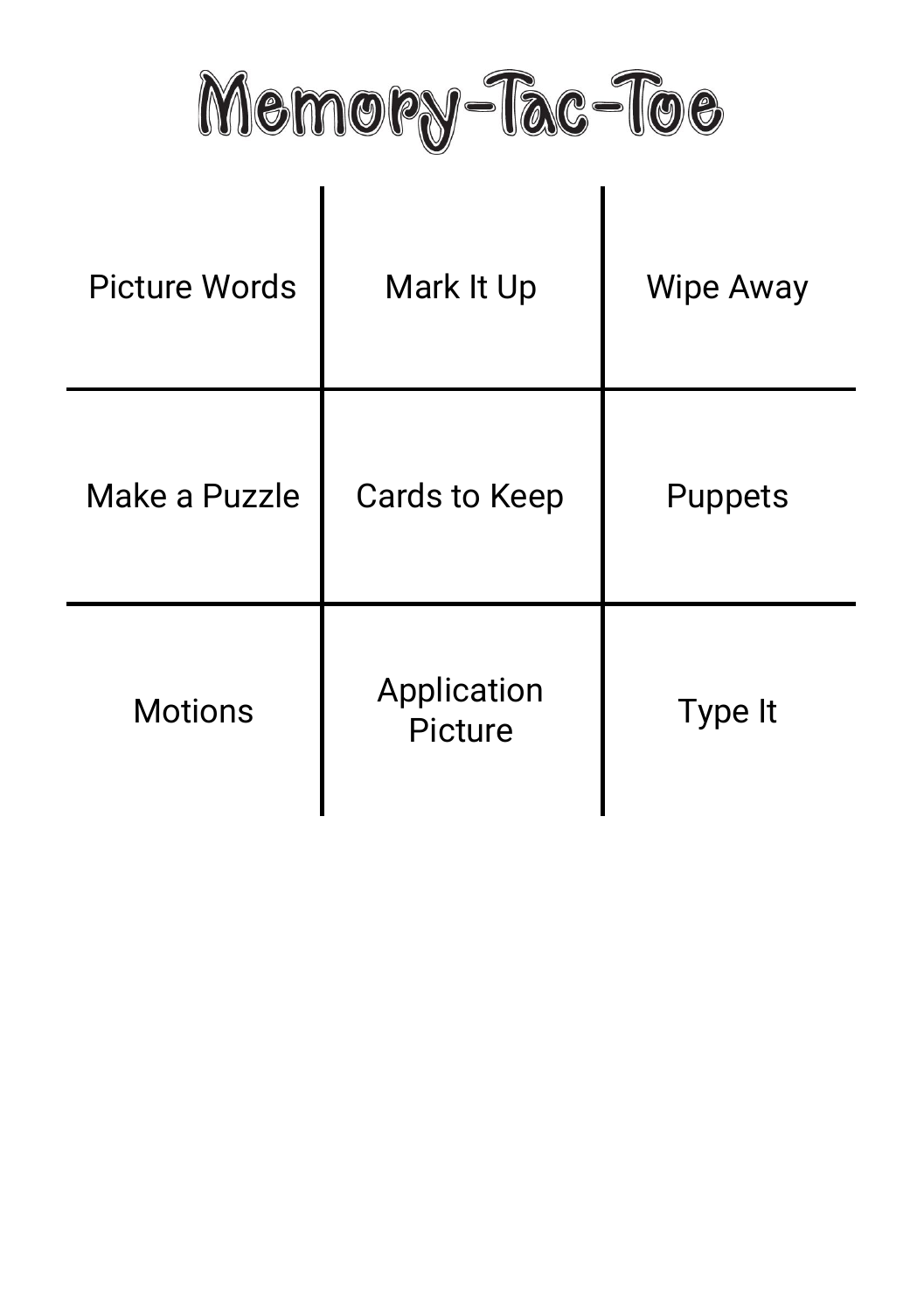# Memory-Tac-Toe

| | | |
|---|---|---|
| Picture Words | Mark It Up | Wipe Away |
| Make a Puzzle | Cards to Keep | Puppets |
| Motions | Application Picture | Type It |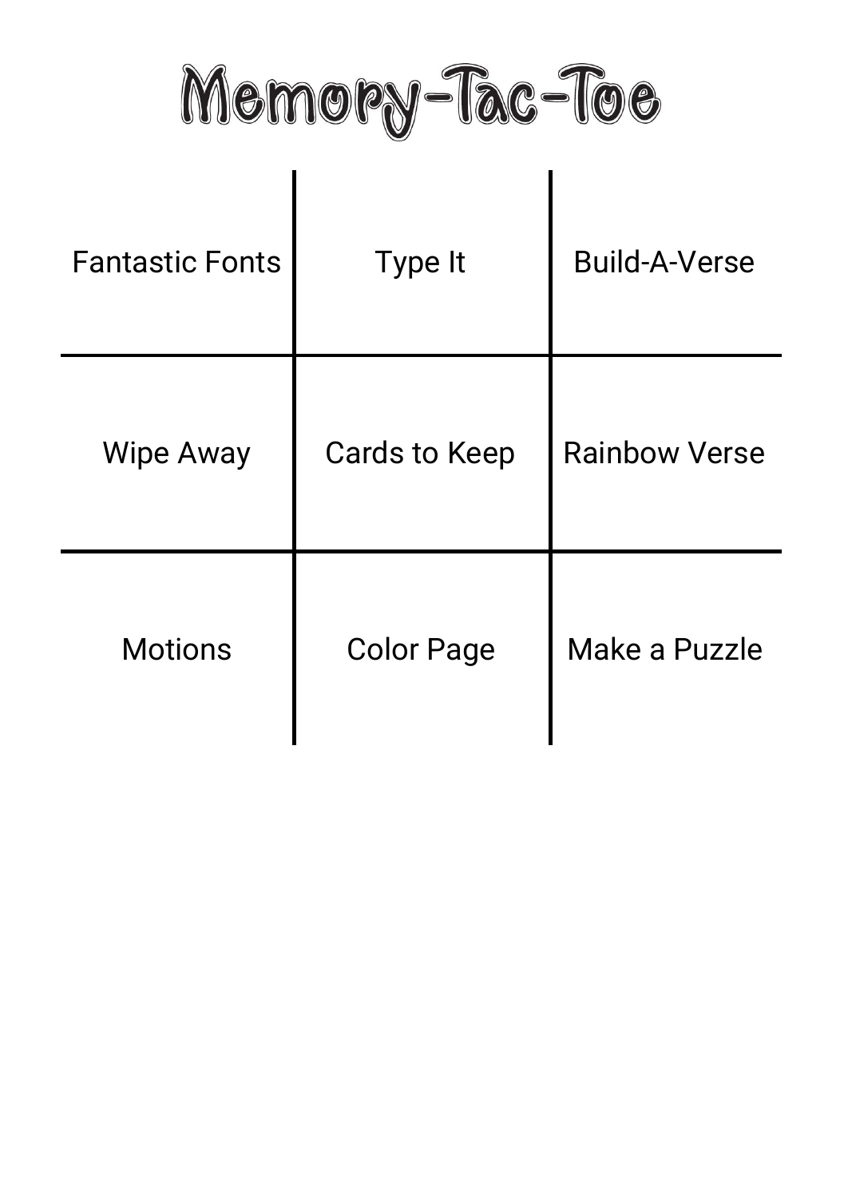# Memory-Tac-Toe

| | | |
|---|---|---|
| Fantastic Fonts | Type It | Build-A-Verse |
| Wipe Away | Cards to Keep | Rainbow Verse |
| Motions | Color Page | Make a Puzzle |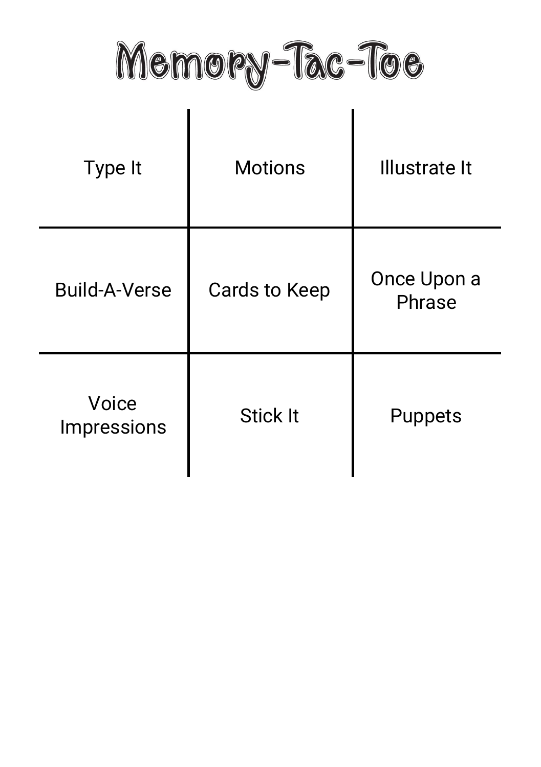# Memory-Tac-Toe

| | | |
|---|---|---|
| Type It | Motions | Illustrate It |
| Build-A-Verse | Cards to Keep | Once Upon a Phrase |
| Voice Impressions | Stick It | Puppets |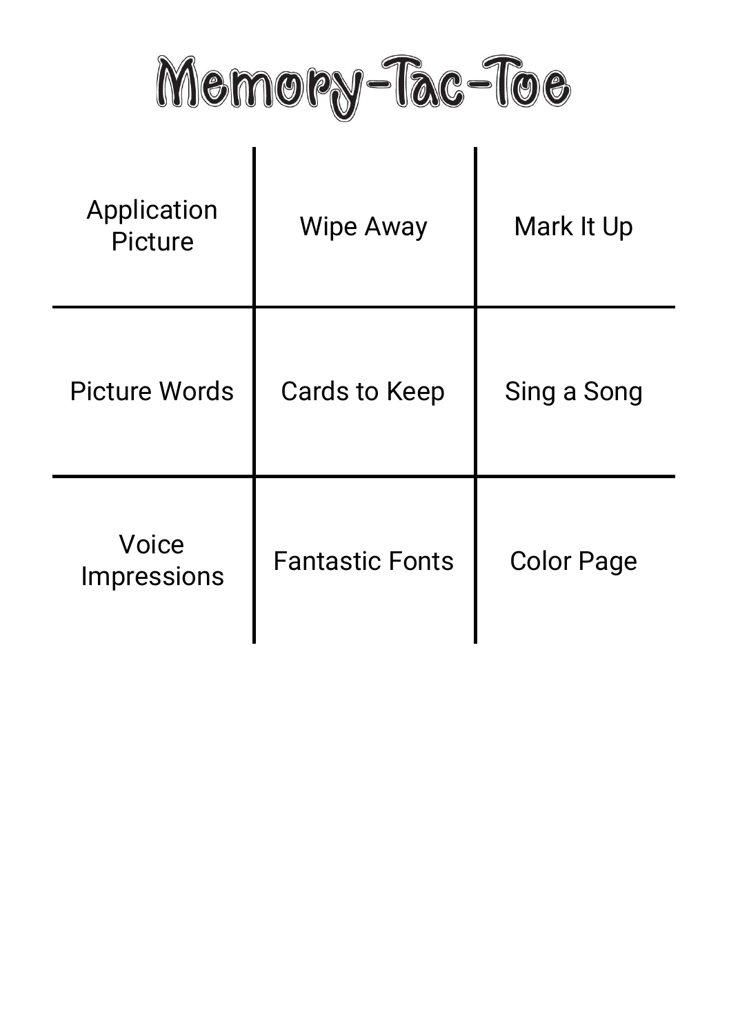# Memory-Tac-Toe

| | | |
|---|---|---|
| Application Picture | Wipe Away | Mark It Up |
| Picture Words | Cards to Keep | Sing a Song |
| Voice Impressions | Fantastic Fonts | Color Page |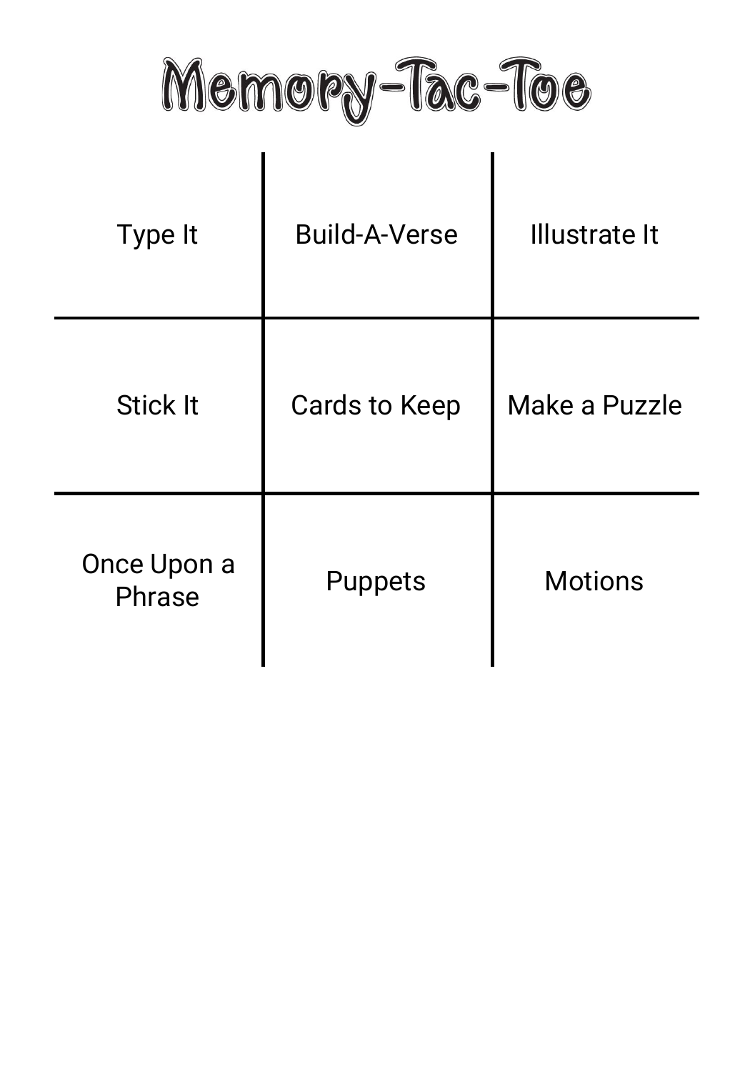# Memory-Tac-Toe

| | | |
|---|---|---|
| Type It | Build-A-Verse | Illustrate It |
| Stick It | Cards to Keep | Make a Puzzle |
| Once Upon a Phrase | Puppets | Motions |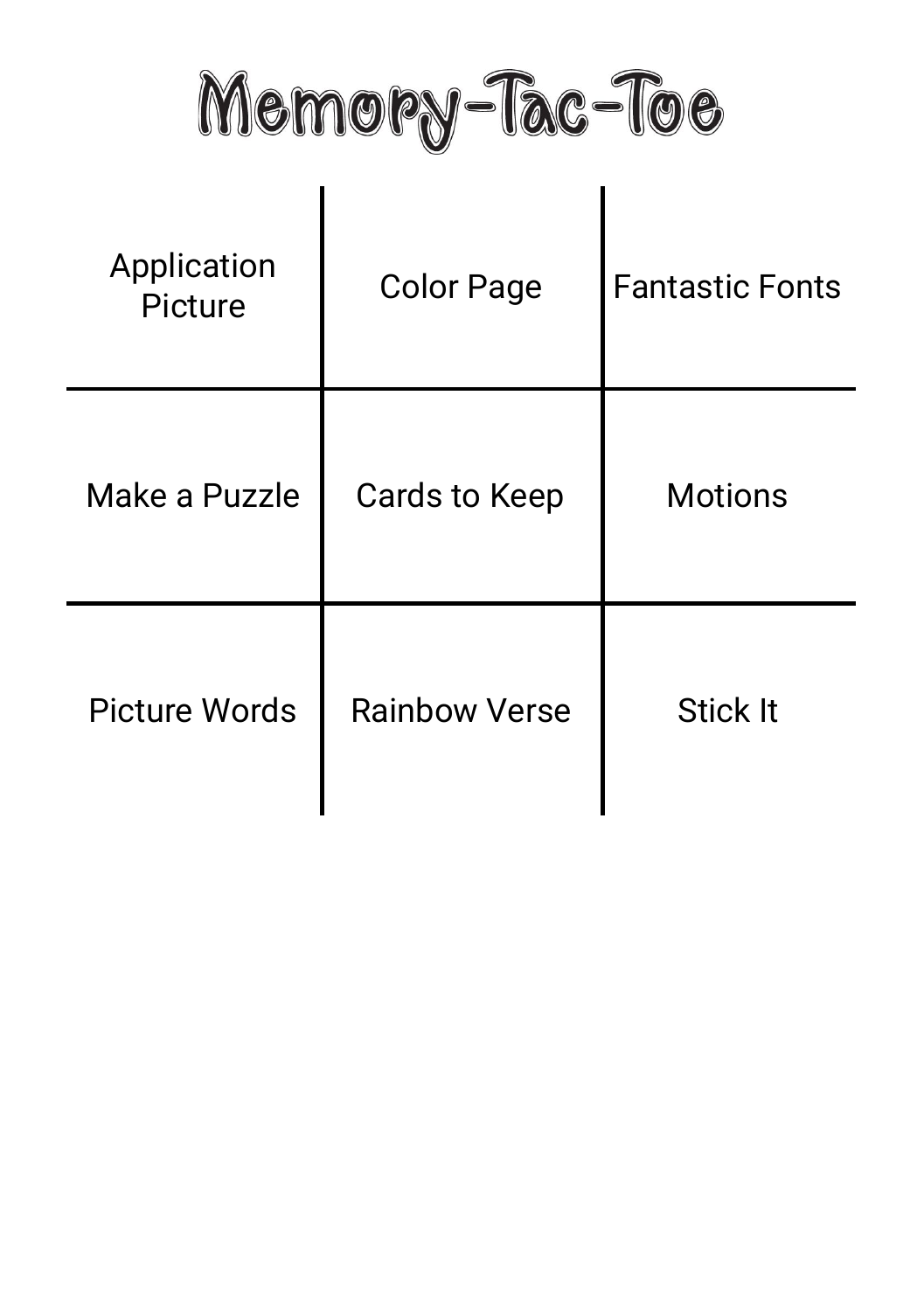# Memory-Tac-Toe

| | | |
|---|---|---|
| Application Picture | Color Page | Fantastic Fonts |
| Make a Puzzle | Cards to Keep | Motions |
| Picture Words | Rainbow Verse | Stick It |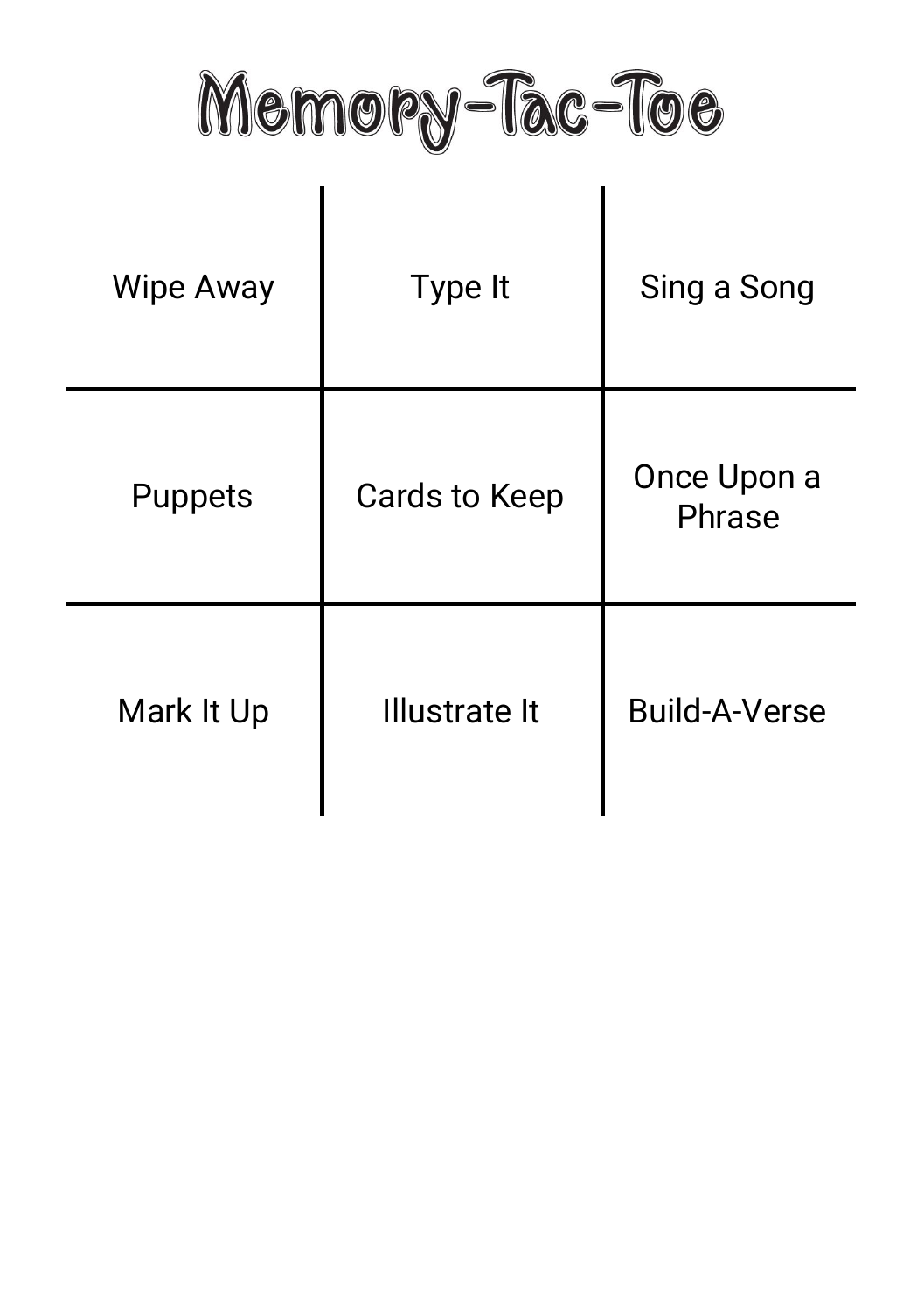# Memory-Tac-Toe

| | | |
|---|---|---|
| Wipe Away | Type It | Sing a Song |
| Puppets | Cards to Keep | Once Upon a Phrase |
| Mark It Up | Illustrate It | Build-A-Verse |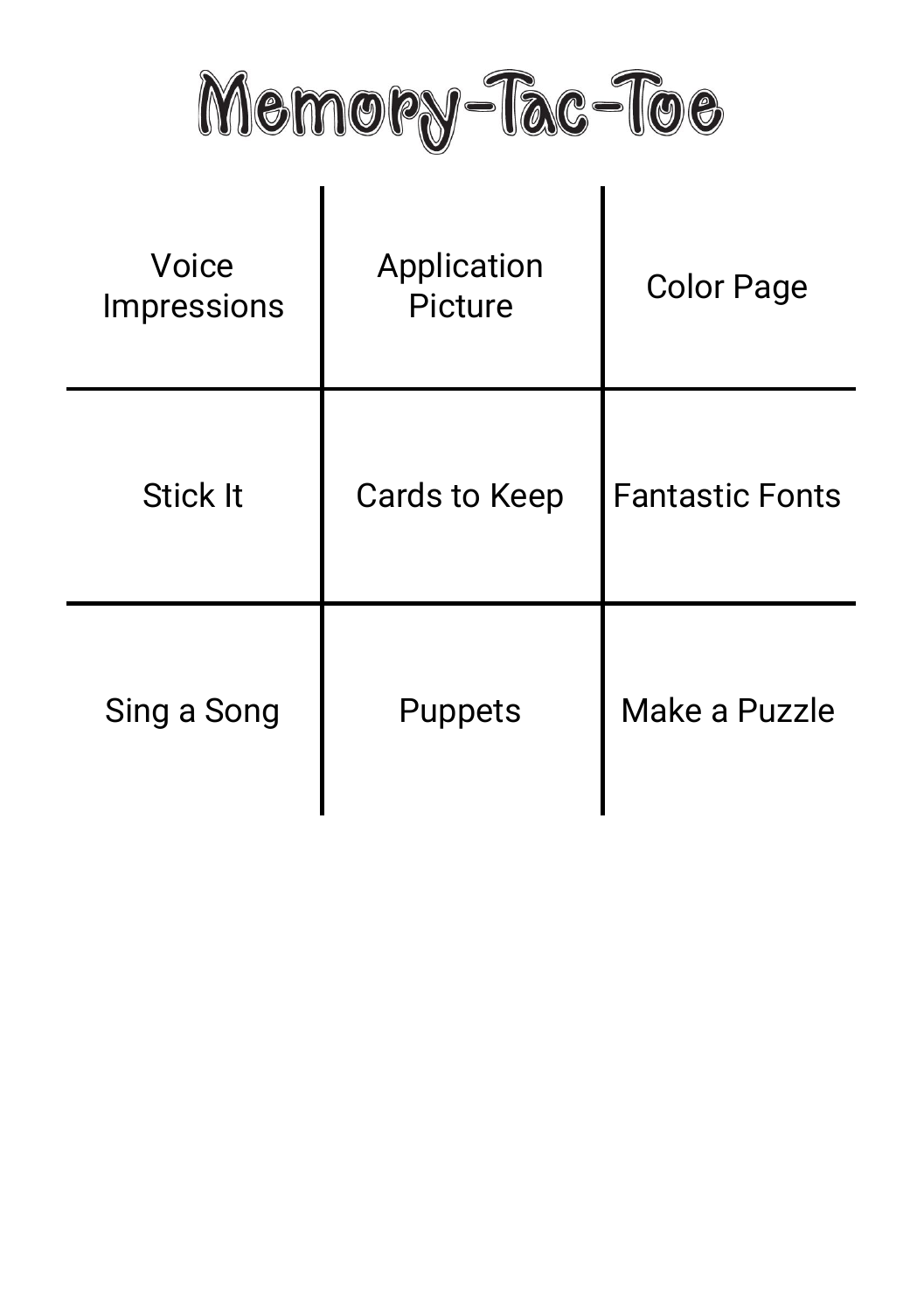# Memory-Tac-Toe

| | | |
|---|---|---|
| Voice Impressions | Application Picture | Color Page |
| Stick It | Cards to Keep | Fantastic Fonts |
| Sing a Song | Puppets | Make a Puzzle |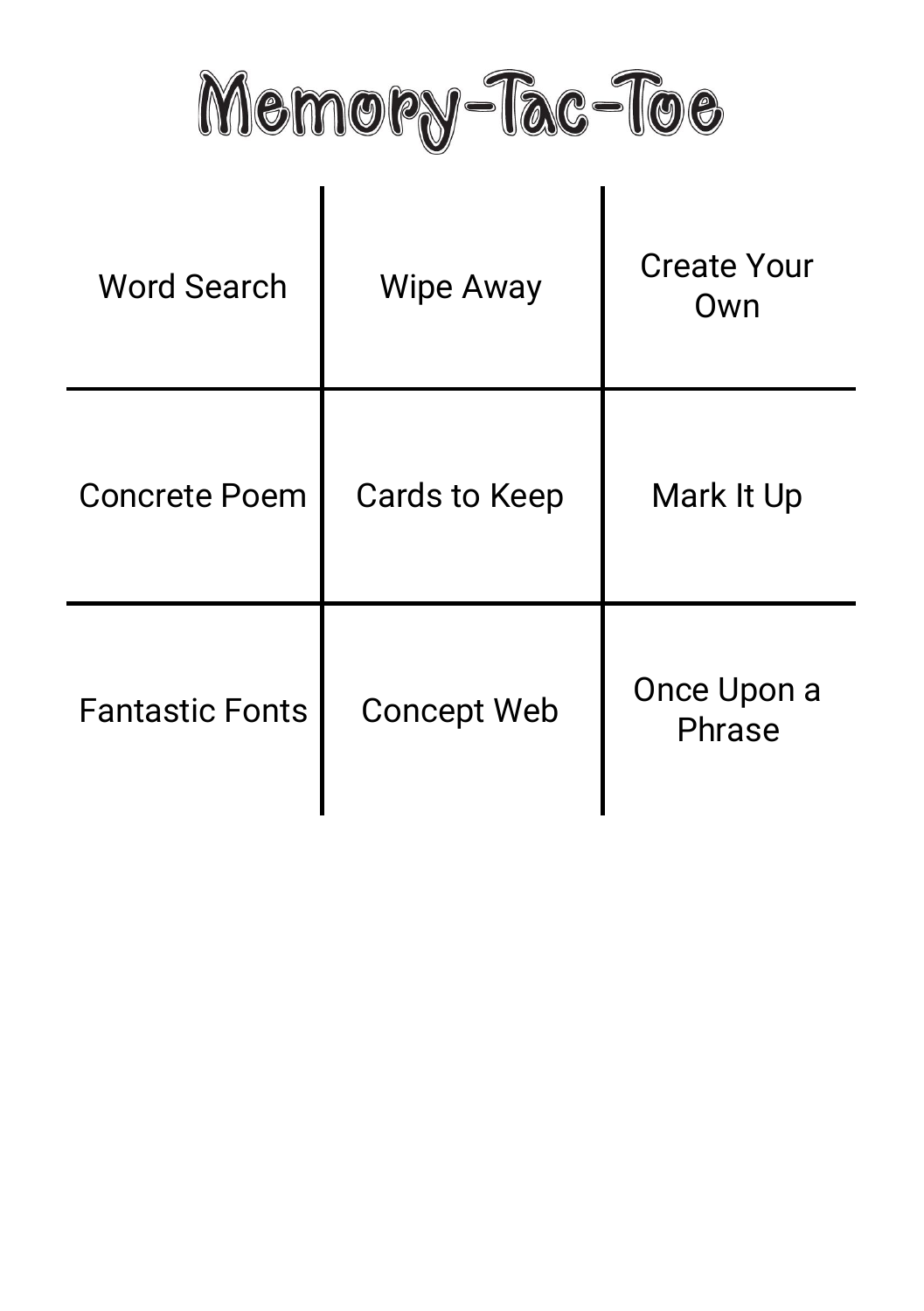# Memory-Tac-Toe

| | | |
|---|---|---|
| Word Search | Wipe Away | Create Your Own |
| Concrete Poem | Cards to Keep | Mark It Up |
| Fantastic Fonts | Concept Web | Once Upon a Phrase |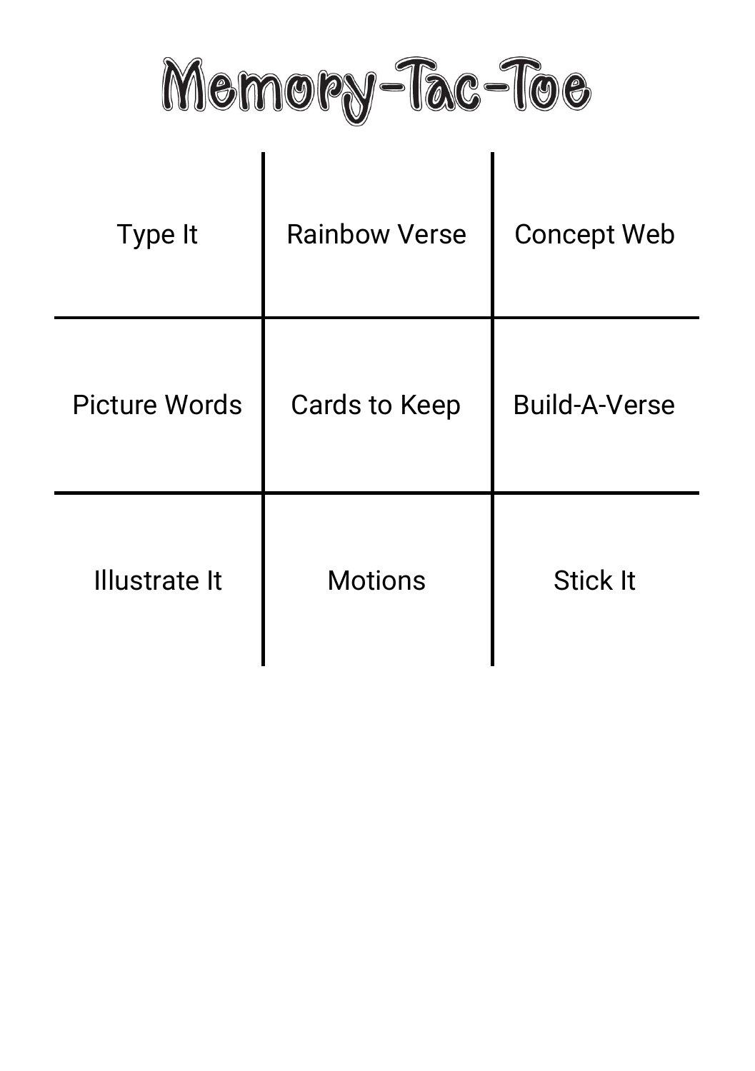# Memory-Tac-Toe

| | | |
|---|---|---|
| Type It | Rainbow Verse | Concept Web |
| Picture Words | Cards to Keep | Build-A-Verse |
| Illustrate It | Motions | Stick It |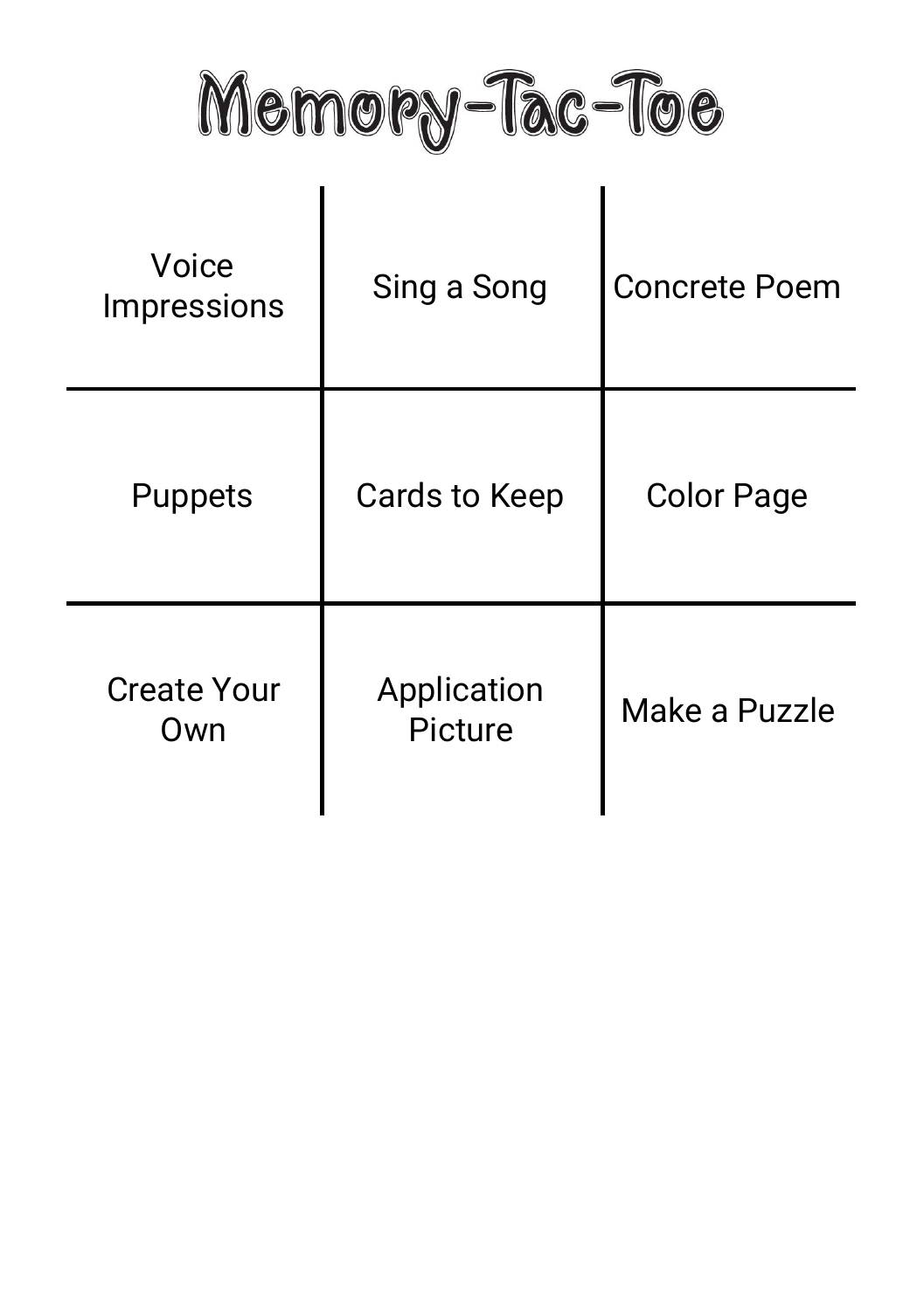# Memory-Tac-Toe

| | | |
|---|---|---|
| Voice Impressions | Sing a Song | Concrete Poem |
| Puppets | Cards to Keep | Color Page |
| Create Your Own | Application Picture | Make a Puzzle |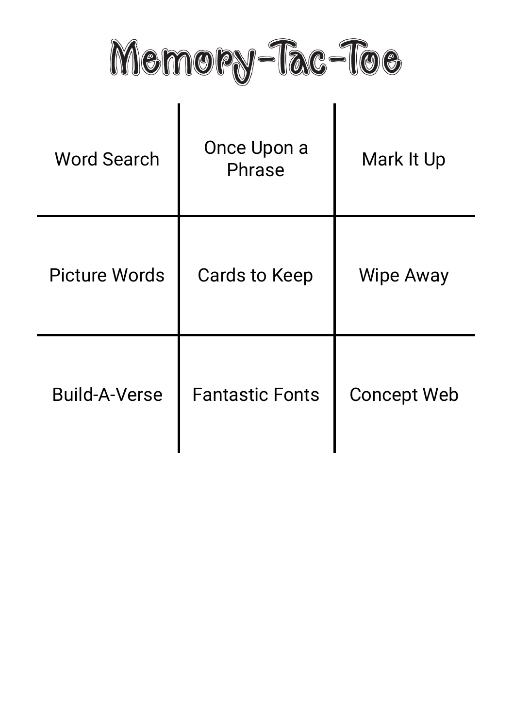# Memory-Tac-Toe

| | | |
|---|---|---|
| Word Search | Once Upon a Phrase | Mark It Up |
| Picture Words | Cards to Keep | Wipe Away |
| Build-A-Verse | Fantastic Fonts | Concept Web |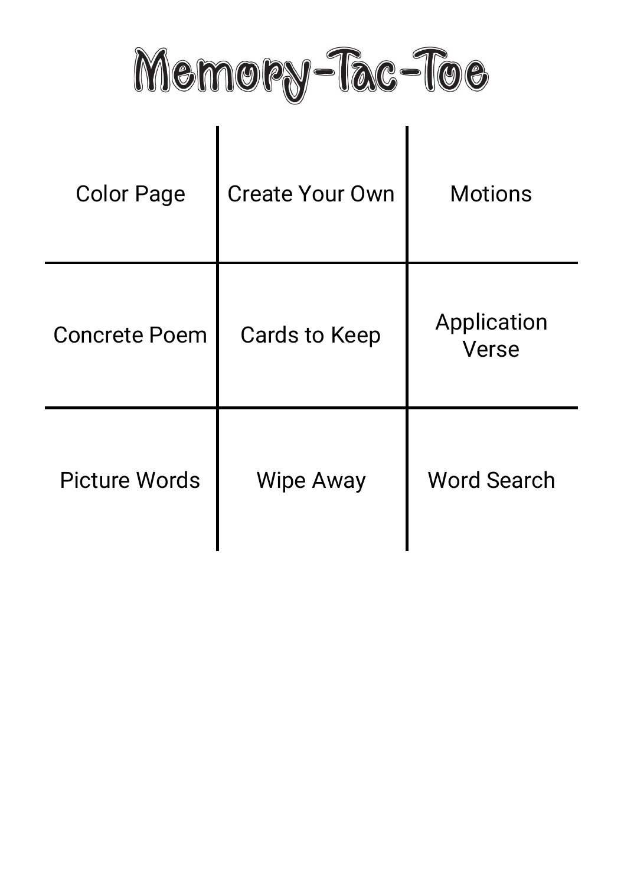# Memory-Tac-Toe

| | | |
|---|---|---|
| Color Page | Create Your Own | Motions |
| Concrete Poem | Cards to Keep | Application Verse |
| Picture Words | Wipe Away | Word Search |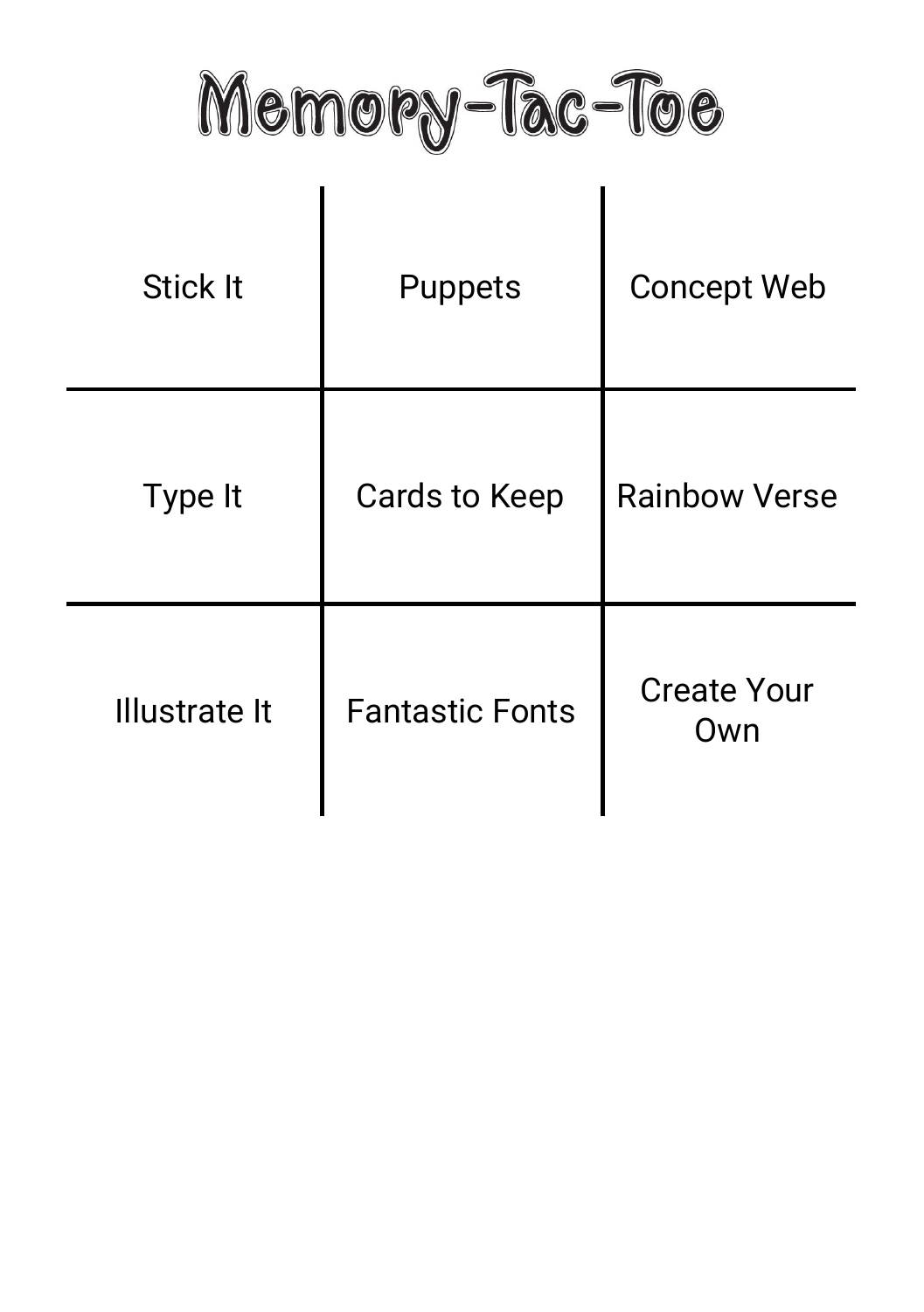# Memory-Tac-Toe

| | | |
|---|---|---|
| Stick It | Puppets | Concept Web |
| Type It | Cards to Keep | Rainbow Verse |
| Illustrate It | Fantastic Fonts | Create Your Own |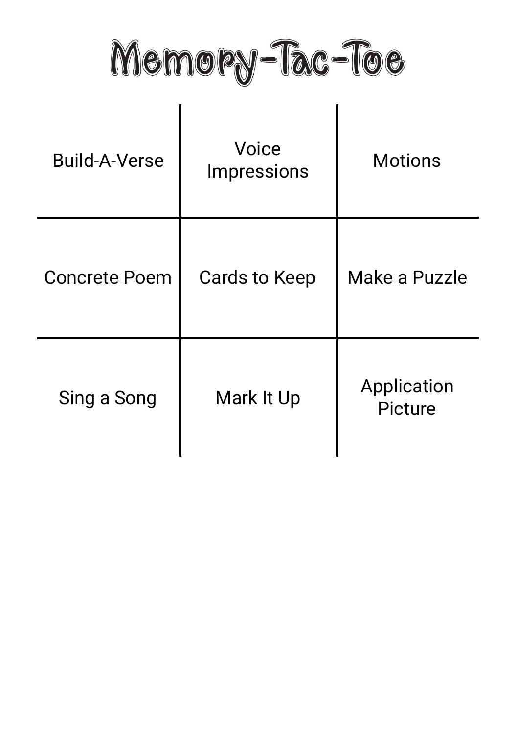# Memory-Tac-Toe

| | | |
|---|---|---|
| Build-A-Verse | Voice Impressions | Motions |
| Concrete Poem | Cards to Keep | Make a Puzzle |
| Sing a Song | Mark It Up | Application Picture |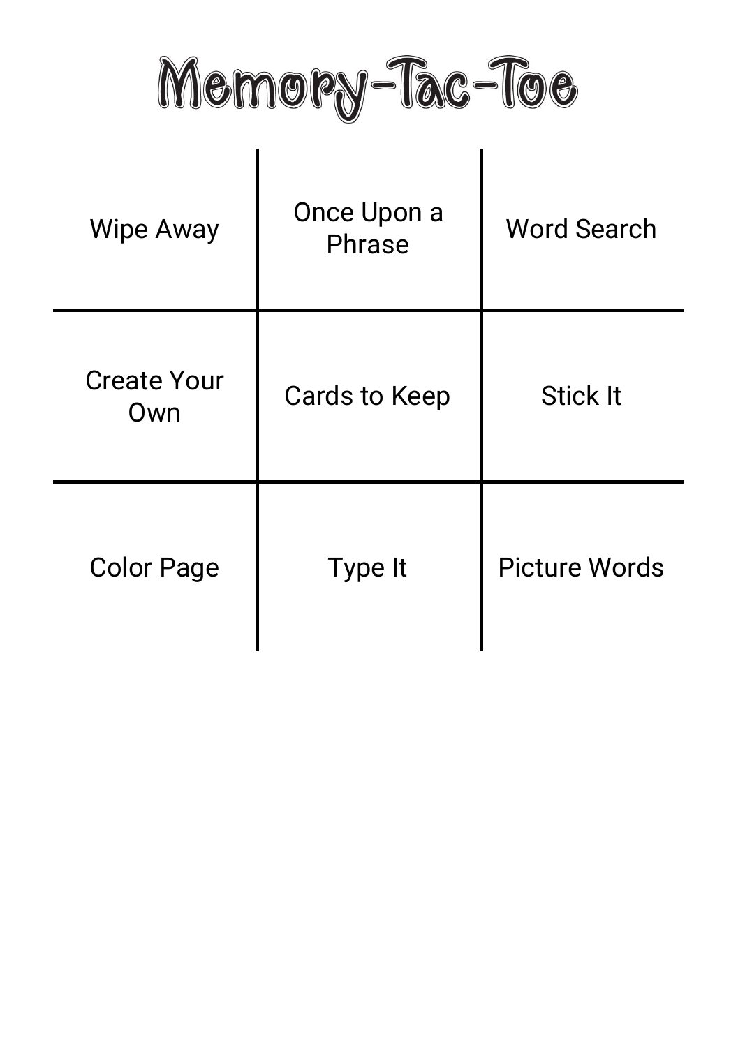# Memory-Tac-Toe

| | | |
|---|---|---|
| Wipe Away | Once Upon a Phrase | Word Search |
| Create Your Own | Cards to Keep | Stick It |
| Color Page | Type It | Picture Words |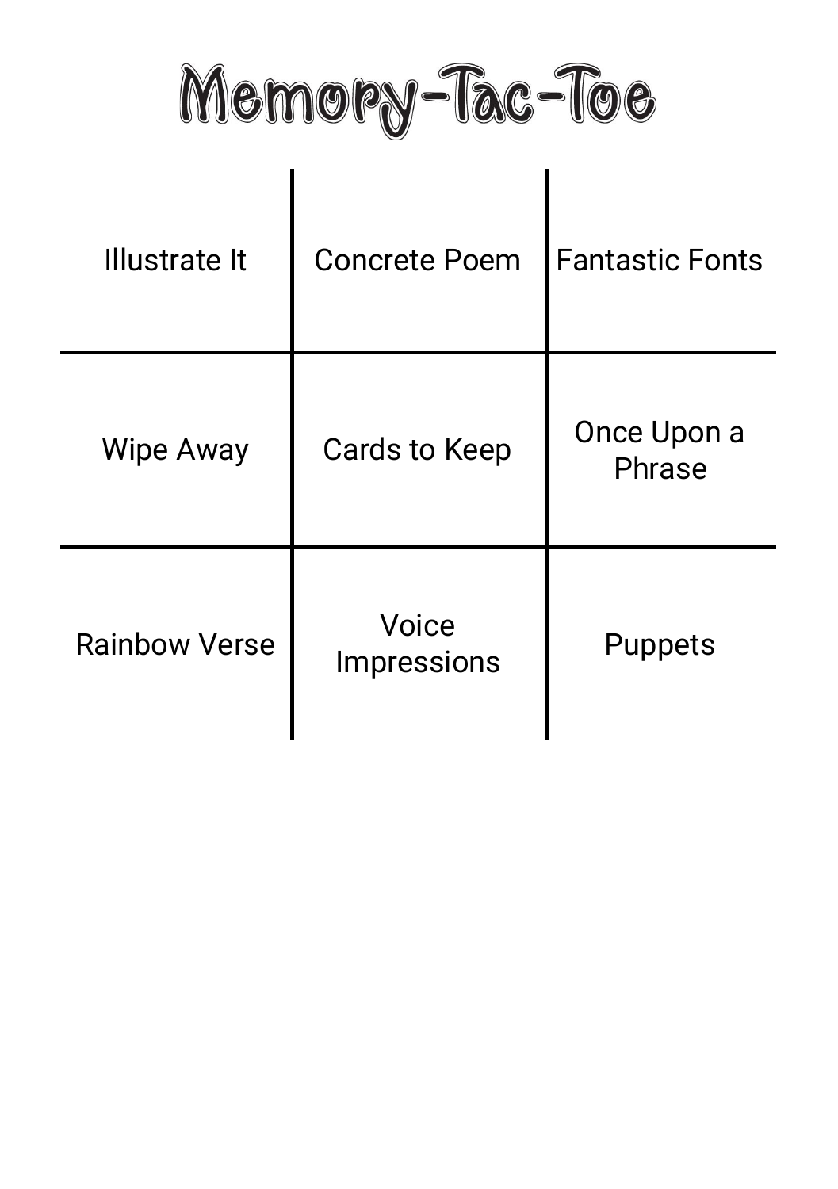# Memory-Tac-Toe

| | | |
|---|---|---|
| Illustrate It | Concrete Poem | Fantastic Fonts |
| Wipe Away | Cards to Keep | Once Upon a Phrase |
| Rainbow Verse | Voice Impressions | Puppets |